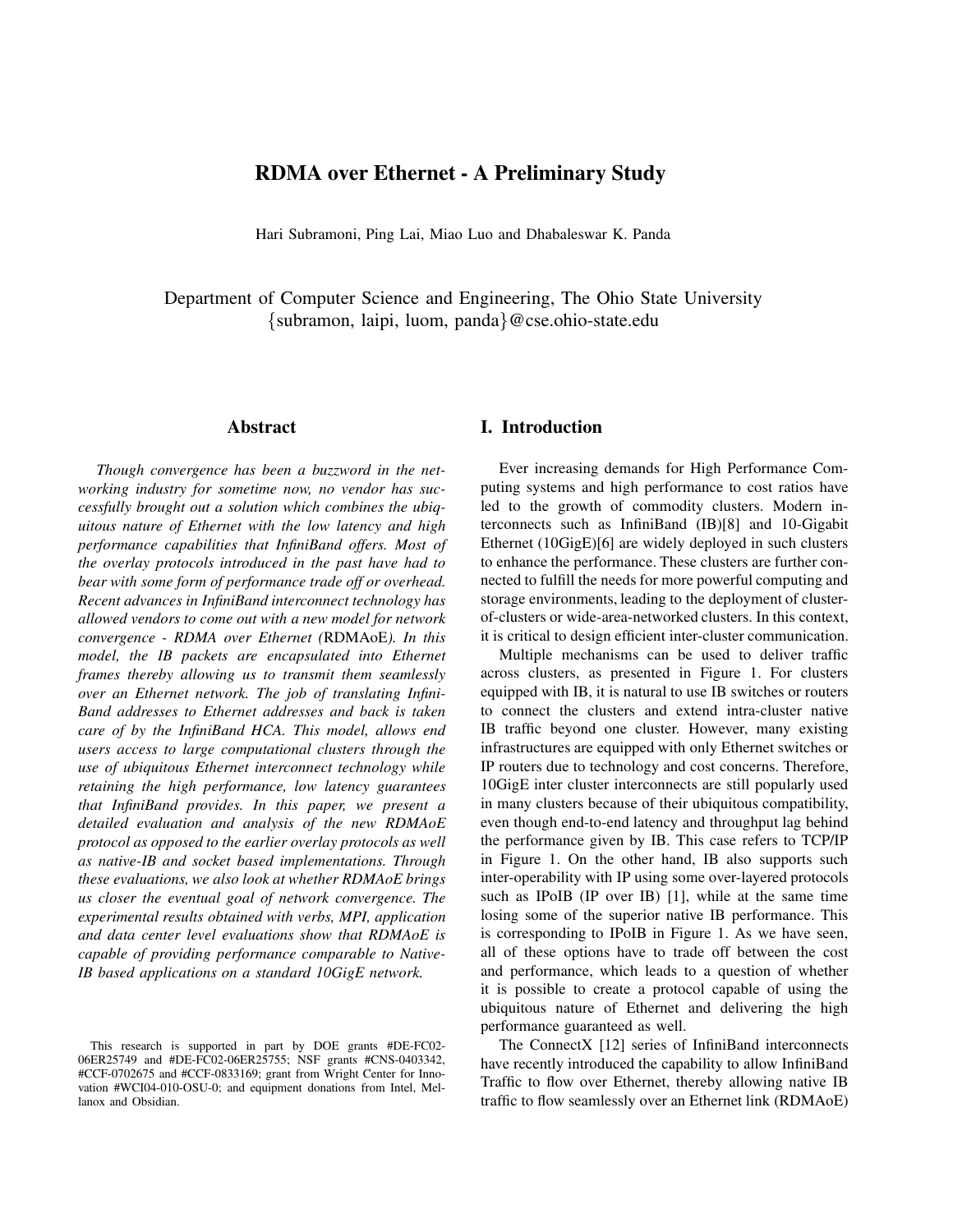# RDMA over Ethernet - A Preliminary Study

Hari Subramoni, Ping Lai, Miao Luo and Dhabaleswar K. Panda

Department of Computer Science and Engineering, The Ohio State University
{subramon, laipi, luom, panda}@cse.ohio-state.edu

## Abstract

*Though convergence has been a buzzword in the networking industry for sometime now, no vendor has successfully brought out a solution which combines the ubiquitous nature of Ethernet with the low latency and high performance capabilities that InfiniBand offers. Most of the overlay protocols introduced in the past have had to bear with some form of performance trade off or overhead. Recent advances in InfiniBand interconnect technology has allowed vendors to come out with a new model for network convergence - RDMA over Ethernet (*RDMAoE*). In this model, the IB packets are encapsulated into Ethernet frames thereby allowing us to transmit them seamlessly over an Ethernet network. The job of translating InfiniBand addresses to Ethernet addresses and back is taken care of by the InfiniBand HCA. This model, allows end users access to large computational clusters through the use of ubiquitous Ethernet interconnect technology while retaining the high performance, low latency guarantees that InfiniBand provides. In this paper, we present a detailed evaluation and analysis of the new RDMAoE protocol as opposed to the earlier overlay protocols as well as native-IB and socket based implementations. Through these evaluations, we also look at whether RDMAoE brings us closer the eventual goal of network convergence. The experimental results obtained with verbs, MPI, application and data center level evaluations show that RDMAoE is capable of providing performance comparable to Native-IB based applications on a standard 10GigE network.*

This research is supported in part by DOE grants #DE-FC02-06ER25749 and #DE-FC02-06ER25755; NSF grants #CNS-0403342, #CCF-0702675 and #CCF-0833169; grant from Wright Center for Innovation #WCI04-010-OSU-0; and equipment donations from Intel, Mellanox and Obsidian.

## I. Introduction

Ever increasing demands for High Performance Computing systems and high performance to cost ratios have led to the growth of commodity clusters. Modern interconnects such as InfiniBand (IB)[8] and 10-Gigabit Ethernet (10GigE)[6] are widely deployed in such clusters to enhance the performance. These clusters are further connected to fulfill the needs for more powerful computing and storage environments, leading to the deployment of cluster-of-clusters or wide-area-networked clusters. In this context, it is critical to design efficient inter-cluster communication.

Multiple mechanisms can be used to deliver traffic across clusters, as presented in Figure 1. For clusters equipped with IB, it is natural to use IB switches or routers to connect the clusters and extend intra-cluster native IB traffic beyond one cluster. However, many existing infrastructures are equipped with only Ethernet switches or IP routers due to technology and cost concerns. Therefore, 10GigE inter cluster interconnects are still popularly used in many clusters because of their ubiquitous compatibility, even though end-to-end latency and throughput lag behind the performance given by IB. This case refers to TCP/IP in Figure 1. On the other hand, IB also supports such inter-operability with IP using some over-layered protocols such as IPoIB (IP over IB) [1], while at the same time losing some of the superior native IB performance. This is corresponding to IPoIB in Figure 1. As we have seen, all of these options have to trade off between the cost and performance, which leads to a question of whether it is possible to create a protocol capable of using the ubiquitous nature of Ethernet and delivering the high performance guaranteed as well.

The ConnectX [12] series of InfiniBand interconnects have recently introduced the capability to allow InfiniBand Traffic to flow over Ethernet, thereby allowing native IB traffic to flow seamlessly over an Ethernet link (RDMAoE)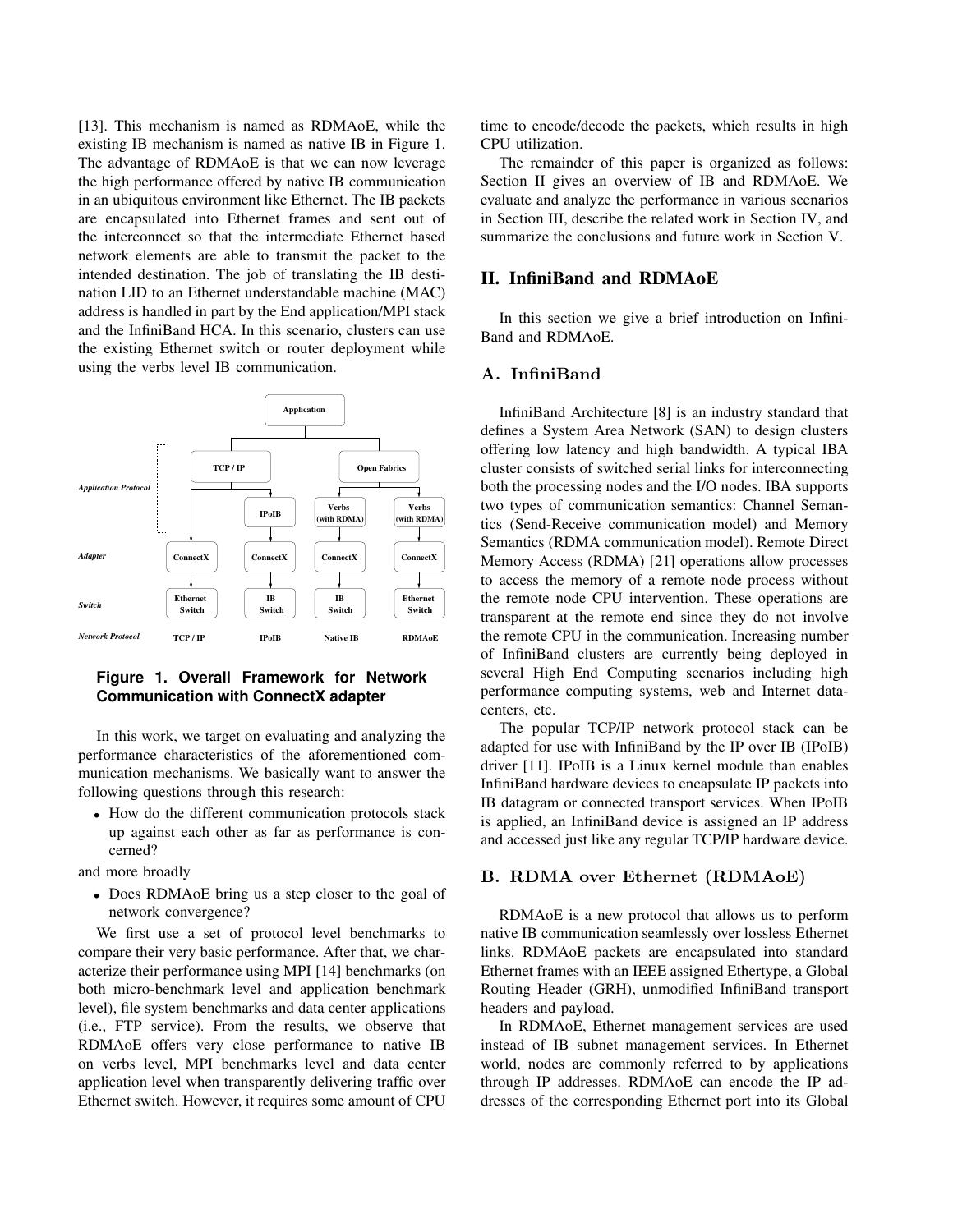[13]. This mechanism is named as RDMAoE, while the existing IB mechanism is named as native IB in Figure 1. The advantage of RDMAoE is that we can now leverage the high performance offered by native IB communication in an ubiquitous environment like Ethernet. The IB packets are encapsulated into Ethernet frames and sent out of the interconnect so that the intermediate Ethernet based network elements are able to transmit the packet to the intended destination. The job of translating the IB destination LID to an Ethernet understandable machine (MAC) address is handled in part by the End application/MPI stack and the InfiniBand HCA. In this scenario, clusters can use the existing Ethernet switch or router deployment while using the verbs level IB communication.

Application

TCP / IP

Open Fabrics

Application Protocol

IPoIB

Verbs (with RDMA)

Verbs (with RDMA)

Adapter

ConnectX

ConnectX

ConnectX

ConnectX

Switch

Ethernet Switch

IB Switch

IB Switch

Ethernet Switch

Network Protocol

TCP / IP

IPoIB

Native IB

RDMAoE

**Figure 1. Overall Framework for Network Communication with ConnectX adapter**

In this work, we target on evaluating and analyzing the performance characteristics of the aforementioned communication mechanisms. We basically want to answer the following questions through this research:

- How do the different communication protocols stack up against each other as far as performance is concerned?

and more broadly

- Does RDMAoE bring us a step closer to the goal of network convergence?

We first use a set of protocol level benchmarks to compare their very basic performance. After that, we characterize their performance using MPI [14] benchmarks (on both micro-benchmark level and application benchmark level), file system benchmarks and data center applications (i.e., FTP service). From the results, we observe that RDMAoE offers very close performance to native IB on verbs level, MPI benchmarks level and data center application level when transparently delivering traffic over Ethernet switch. However, it requires some amount of CPU time to encode/decode the packets, which results in high CPU utilization.

The remainder of this paper is organized as follows: Section II gives an overview of IB and RDMAoE. We evaluate and analyze the performance in various scenarios in Section III, describe the related work in Section IV, and summarize the conclusions and future work in Section V.

## II. InfiniBand and RDMAoE

In this section we give a brief introduction on InfiniBand and RDMAoE.

### A. InfiniBand

InfiniBand Architecture [8] is an industry standard that defines a System Area Network (SAN) to design clusters offering low latency and high bandwidth. A typical IBA cluster consists of switched serial links for interconnecting both the processing nodes and the I/O nodes. IBA supports two types of communication semantics: Channel Semantics (Send-Receive communication model) and Memory Semantics (RDMA communication model). Remote Direct Memory Access (RDMA) [21] operations allow processes to access the memory of a remote node process without the remote node CPU intervention. These operations are transparent at the remote end since they do not involve the remote CPU in the communication. Increasing number of InfiniBand clusters are currently being deployed in several High End Computing scenarios including high performance computing systems, web and Internet datacenters, etc.

The popular TCP/IP network protocol stack can be adapted for use with InfiniBand by the IP over IB (IPoIB) driver [11]. IPoIB is a Linux kernel module than enables InfiniBand hardware devices to encapsulate IP packets into IB datagram or connected transport services. When IPoIB is applied, an InfiniBand device is assigned an IP address and accessed just like any regular TCP/IP hardware device.

### B. RDMA over Ethernet (RDMAoE)

RDMAoE is a new protocol that allows us to perform native IB communication seamlessly over lossless Ethernet links. RDMAoE packets are encapsulated into standard Ethernet frames with an IEEE assigned Ethertype, a Global Routing Header (GRH), unmodified InfiniBand transport headers and payload.

In RDMAoE, Ethernet management services are used instead of IB subnet management services. In Ethernet world, nodes are commonly referred to by applications through IP addresses. RDMAoE can encode the IP addresses of the corresponding Ethernet port into its Global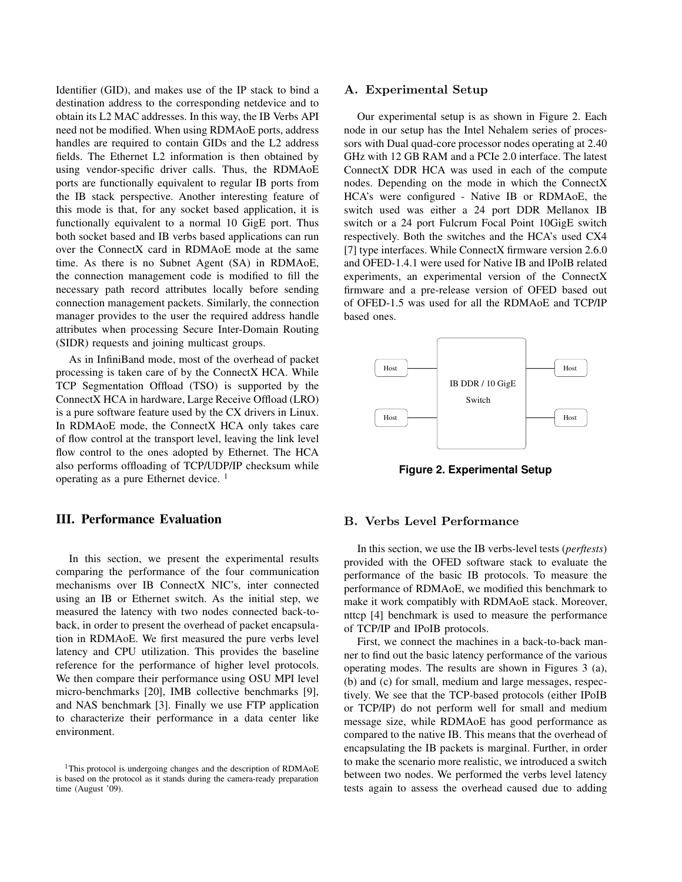Identifier (GID), and makes use of the IP stack to bind a destination address to the corresponding netdevice and to obtain its L2 MAC addresses. In this way, the IB Verbs API need not be modified. When using RDMAoE ports, address handles are required to contain GIDs and the L2 address fields. The Ethernet L2 information is then obtained by using vendor-specific driver calls. Thus, the RDMAoE ports are functionally equivalent to regular IB ports from the IB stack perspective. Another interesting feature of this mode is that, for any socket based application, it is functionally equivalent to a normal 10 GigE port. Thus both socket based and IB verbs based applications can run over the ConnectX card in RDMAoE mode at the same time. As there is no Subnet Agent (SA) in RDMAoE, the connection management code is modified to fill the necessary path record attributes locally before sending connection management packets. Similarly, the connection manager provides to the user the required address handle attributes when processing Secure Inter-Domain Routing (SIDR) requests and joining multicast groups.

As in InfiniBand mode, most of the overhead of packet processing is taken care of by the ConnectX HCA. While TCP Segmentation Offload (TSO) is supported by the ConnectX HCA in hardware, Large Receive Offload (LRO) is a pure software feature used by the CX drivers in Linux. In RDMAoE mode, the ConnectX HCA only takes care of flow control at the transport level, leaving the link level flow control to the ones adopted by Ethernet. The HCA also performs offloading of TCP/UDP/IP checksum while operating as a pure Ethernet device. [1]

# III. Performance Evaluation

In this section, we present the experimental results comparing the performance of the four communication mechanisms over IB ConnectX NIC's, inter connected using an IB or Ethernet switch. As the initial step, we measured the latency with two nodes connected back-to-back, in order to present the overhead of packet encapsulation in RDMAoE. We first measured the pure verbs level latency and CPU utilization. This provides the baseline reference for the performance of higher level protocols. We then compare their performance using OSU MPI level micro-benchmarks [20], IMB collective benchmarks [9], and NAS benchmark [3]. Finally we use FTP application to characterize their performance in a data center like environment.

## A. Experimental Setup

Our experimental setup is as shown in Figure 2. Each node in our setup has the Intel Nehalem series of processors with Dual quad-core processor nodes operating at 2.40 GHz with 12 GB RAM and a PCIe 2.0 interface. The latest ConnectX DDR HCA was used in each of the compute nodes. Depending on the mode in which the ConnectX HCA's were configured - Native IB or RDMAoE, the switch used was either a 24 port DDR Mellanox IB switch or a 24 port Fulcrum Focal Point 10GigE switch respectively. Both the switches and the HCA's used CX4 [7] type interfaces. While ConnectX firmware version 2.6.0 and OFED-1.4.1 were used for Native IB and IPoIB related experiments, an experimental version of the ConnectX firmware and a pre-release version of OFED based out of OFED-1.5 was used for all the RDMAoE and TCP/IP based ones.

Host — IB DDR / 10 GigE Switch — Host

Host — Host

**Figure 2. Experimental Setup**

## B. Verbs Level Performance

In this section, we use the IB verbs-level tests (*perftests*) provided with the OFED software stack to evaluate the performance of the basic IB protocols. To measure the performance of RDMAoE, we modified this benchmark to make it work compatibly with RDMAoE stack. Moreover, nttcp [4] benchmark is used to measure the performance of TCP/IP and IPoIB protocols.

First, we connect the machines in a back-to-back manner to find out the basic latency performance of the various operating modes. The results are shown in Figures 3 (a), (b) and (c) for small, medium and large messages, respectively. We see that the TCP-based protocols (either IPoIB or TCP/IP) do not perform well for small and medium message size, while RDMAoE has good performance as compared to the native IB. This means that the overhead of encapsulating the IB packets is marginal. Further, in order to make the scenario more realistic, we introduced a switch between two nodes. We performed the verbs level latency tests again to assess the overhead caused due to adding

[1] This protocol is undergoing changes and the description of RDMAoE is based on the protocol as it stands during the camera-ready preparation time (August '09).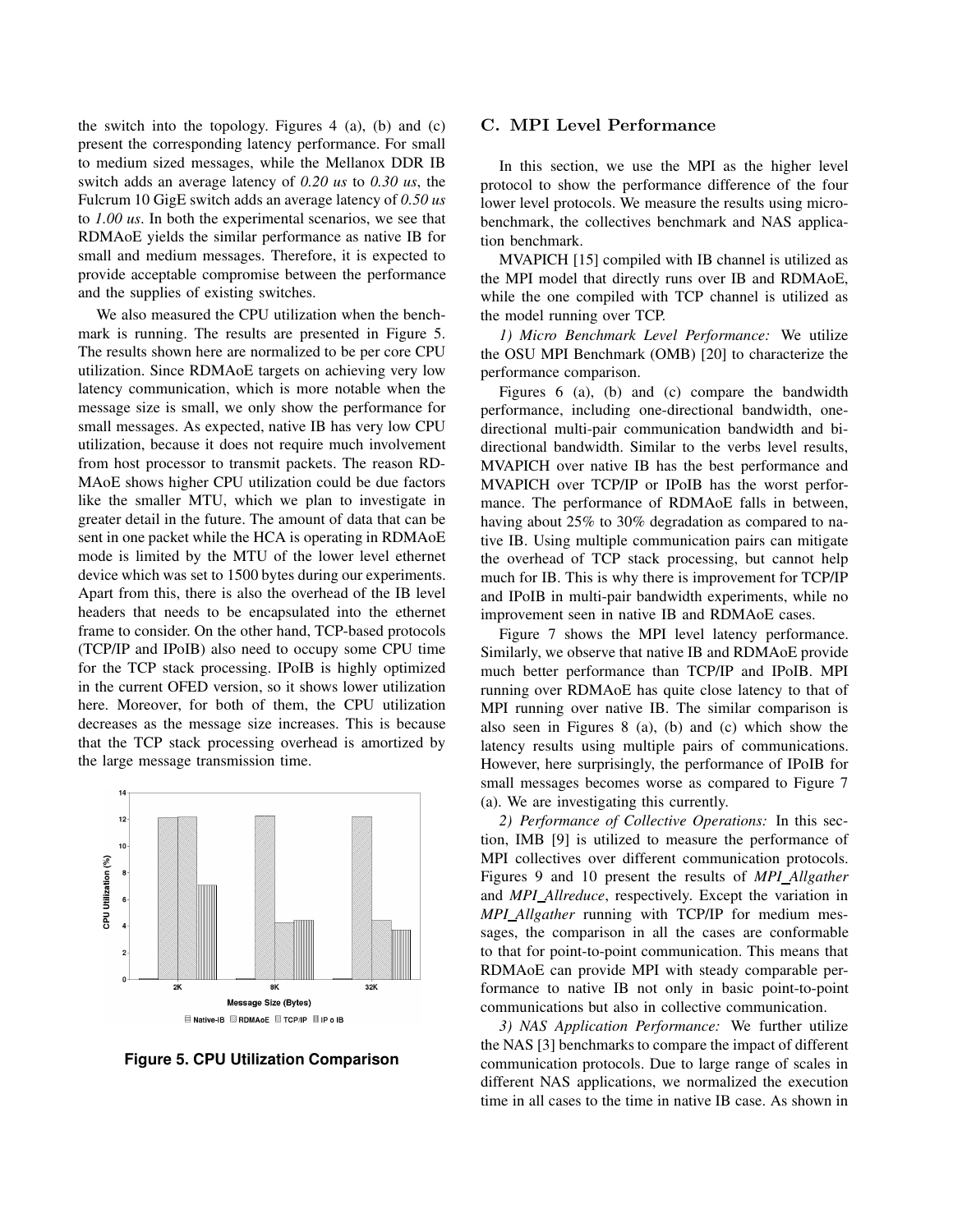the switch into the topology. Figures 4 (a), (b) and (c) present the corresponding latency performance. For small to medium sized messages, while the Mellanox DDR IB switch adds an average latency of *0.20 us* to *0.30 us*, the Fulcrum 10 GigE switch adds an average latency of *0.50 us* to *1.00 us*. In both the experimental scenarios, we see that RDMAoE yields the similar performance as native IB for small and medium messages. Therefore, it is expected to provide acceptable compromise between the performance and the supplies of existing switches.

We also measured the CPU utilization when the benchmark is running. The results are presented in Figure 5. The results shown here are normalized to be per core CPU utilization. Since RDMAoE targets on achieving very low latency communication, which is more notable when the message size is small, we only show the performance for small messages. As expected, native IB has very low CPU utilization, because it does not require much involvement from host processor to transmit packets. The reason RDMAoE shows higher CPU utilization could be due factors like the smaller MTU, which we plan to investigate in greater detail in the future. The amount of data that can be sent in one packet while the HCA is operating in RDMAoE mode is limited by the MTU of the lower level ethernet device which was set to 1500 bytes during our experiments. Apart from this, there is also the overhead of the IB level headers that needs to be encapsulated into the ethernet frame to consider. On the other hand, TCP-based protocols (TCP/IP and IPoIB) also need to occupy some CPU time for the TCP stack processing. IPoIB is highly optimized in the current OFED version, so it shows lower utilization here. Moreover, for both of them, the CPU utilization decreases as the message size increases. This is because that the TCP stack processing overhead is amortized by the large message transmission time.

CPU Utilization (%)
0
2
4
6
8
10
12
14
2K
8K
32K
Message Size (Bytes)
Native-IB RDMAoE TCP/IP IP o IB

**Figure 5. CPU Utilization Comparison**

## C. MPI Level Performance

In this section, we use the MPI as the higher level protocol to show the performance difference of the four lower level protocols. We measure the results using micro-benchmark, the collectives benchmark and NAS application benchmark.

MVAPICH [15] compiled with IB channel is utilized as the MPI model that directly runs over IB and RDMAoE, while the one compiled with TCP channel is utilized as the model running over TCP.

*1) Micro Benchmark Level Performance:* We utilize the OSU MPI Benchmark (OMB) [20] to characterize the performance comparison.

Figures 6 (a), (b) and (c) compare the bandwidth performance, including one-directional bandwidth, one-directional multi-pair communication bandwidth and bi-directional bandwidth. Similar to the verbs level results, MVAPICH over native IB has the best performance and MVAPICH over TCP/IP or IPoIB has the worst performance. The performance of RDMAoE falls in between, having about 25% to 30% degradation as compared to native IB. Using multiple communication pairs can mitigate the overhead of TCP stack processing, but cannot help much for IB. This is why there is improvement for TCP/IP and IPoIB in multi-pair bandwidth experiments, while no improvement seen in native IB and RDMAoE cases.

Figure 7 shows the MPI level latency performance. Similarly, we observe that native IB and RDMAoE provide much better performance than TCP/IP and IPoIB. MPI running over RDMAoE has quite close latency to that of MPI running over native IB. The similar comparison is also seen in Figures 8 (a), (b) and (c) which show the latency results using multiple pairs of communications. However, here surprisingly, the performance of IPoIB for small messages becomes worse as compared to Figure 7 (a). We are investigating this currently.

*2) Performance of Collective Operations:* In this section, IMB [9] is utilized to measure the performance of MPI collectives over different communication protocols. Figures 9 and 10 present the results of *MPI_Allgather* and *MPI_Allreduce*, respectively. Except the variation in *MPI_Allgather* running with TCP/IP for medium messages, the comparison in all the cases are conformable to that for point-to-point communication. This means that RDMAoE can provide MPI with steady comparable performance to native IB not only in basic point-to-point communications but also in collective communication.

*3) NAS Application Performance:* We further utilize the NAS [3] benchmarks to compare the impact of different communication protocols. Due to large range of scales in different NAS applications, we normalized the execution time in all cases to the time in native IB case. As shown in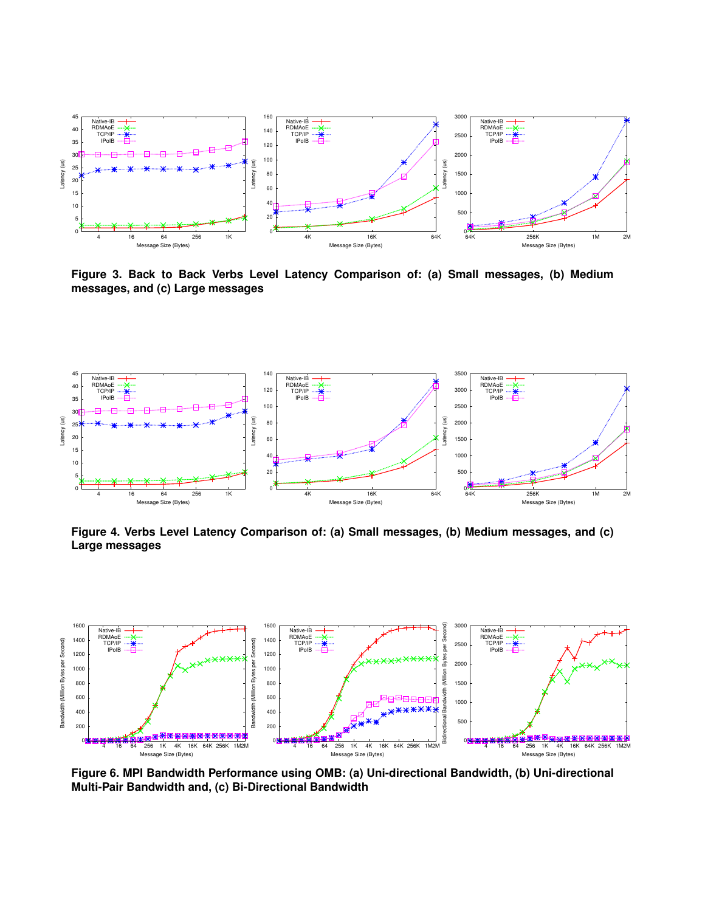**Figure 3. Back to Back Verbs Level Latency Comparison of: (a) Small messages, (b) Medium messages, and (c) Large messages**

**Figure 4. Verbs Level Latency Comparison of: (a) Small messages, (b) Medium messages, and (c) Large messages**

**Figure 6. MPI Bandwidth Performance using OMB: (a) Uni-directional Bandwidth, (b) Uni-directional Multi-Pair Bandwidth and, (c) Bi-Directional Bandwidth**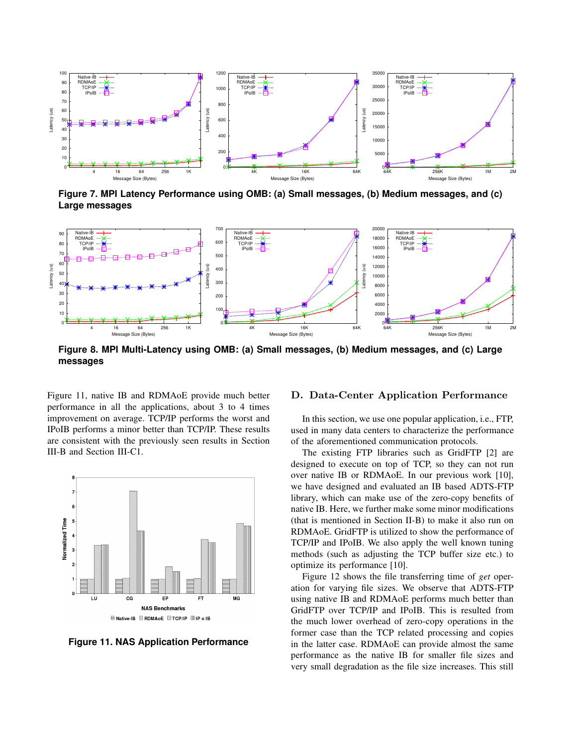Figure 7. MPI Latency Performance using OMB: (a) Small messages, (b) Medium messages, and (c) Large messages

Figure 8. MPI Multi-Latency using OMB: (a) Small messages, (b) Medium messages, and (c) Large messages

Figure 11, native IB and RDMAoE provide much better performance in all the applications, about 3 to 4 times improvement on average. TCP/IP performs the worst and IPoIB performs a minor better than TCP/IP. These results are consistent with the previously seen results in Section III-B and Section III-C1.

Figure 11. NAS Application Performance

## D. Data-Center Application Performance

In this section, we use one popular application, i.e., FTP, used in many data centers to characterize the performance of the aforementioned communication protocols.

The existing FTP libraries such as GridFTP [2] are designed to execute on top of TCP, so they can not run over native IB or RDMAoE. In our previous work [10], we have designed and evaluated an IB based ADTS-FTP library, which can make use of the zero-copy benefits of native IB. Here, we further make some minor modifications (that is mentioned in Section II-B) to make it also run on RDMAoE. GridFTP is utilized to show the performance of TCP/IP and IPoIB. We also apply the well known tuning methods (such as adjusting the TCP buffer size etc.) to optimize its performance [10].

Figure 12 shows the file transferring time of *get* operation for varying file sizes. We observe that ADTS-FTP using native IB and RDMAoE performs much better than GridFTP over TCP/IP and IPoIB. This is resulted from the much lower overhead of zero-copy operations in the former case than the TCP related processing and copies in the latter case. RDMAoE can provide almost the same performance as the native IB for smaller file sizes and very small degradation as the file size increases. This still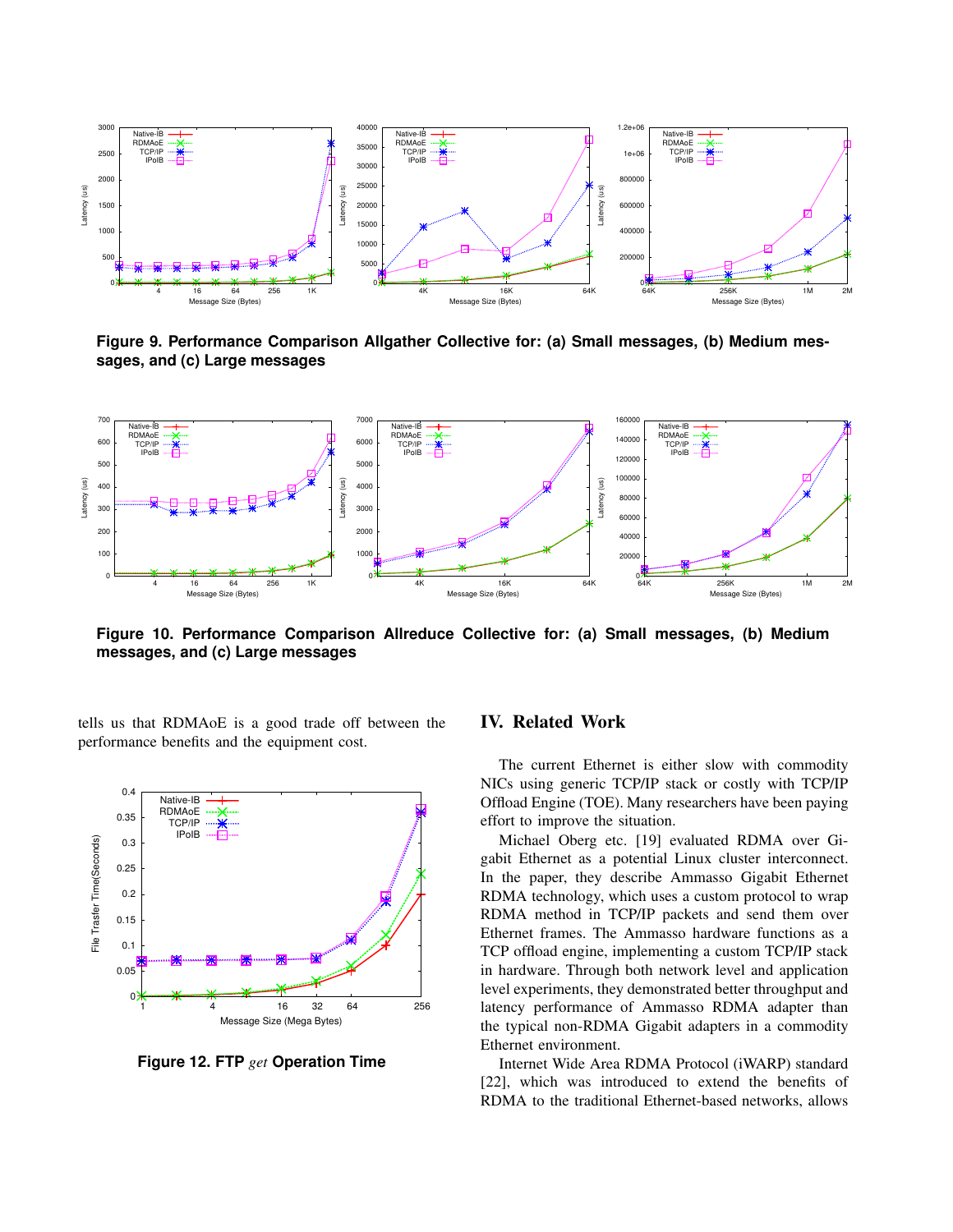**Figure 9. Performance Comparison Allgather Collective for: (a) Small messages, (b) Medium messages, and (c) Large messages**

**Figure 10. Performance Comparison Allreduce Collective for: (a) Small messages, (b) Medium messages, and (c) Large messages**

tells us that RDMAoE is a good trade off between the performance benefits and the equipment cost.

**Figure 12. FTP *get* Operation Time**

## IV. Related Work

The current Ethernet is either slow with commodity NICs using generic TCP/IP stack or costly with TCP/IP Offload Engine (TOE). Many researchers have been paying effort to improve the situation.

Michael Oberg etc. [19] evaluated RDMA over Gigabit Ethernet as a potential Linux cluster interconnect. In the paper, they describe Ammasso Gigabit Ethernet RDMA technology, which uses a custom protocol to wrap RDMA method in TCP/IP packets and send them over Ethernet frames. The Ammasso hardware functions as a TCP offload engine, implementing a custom TCP/IP stack in hardware. Through both network level and application level experiments, they demonstrated better throughput and latency performance of Ammasso RDMA adapter than the typical non-RDMA Gigabit adapters in a commodity Ethernet environment.

Internet Wide Area RDMA Protocol (iWARP) standard [22], which was introduced to extend the benefits of RDMA to the traditional Ethernet-based networks, allows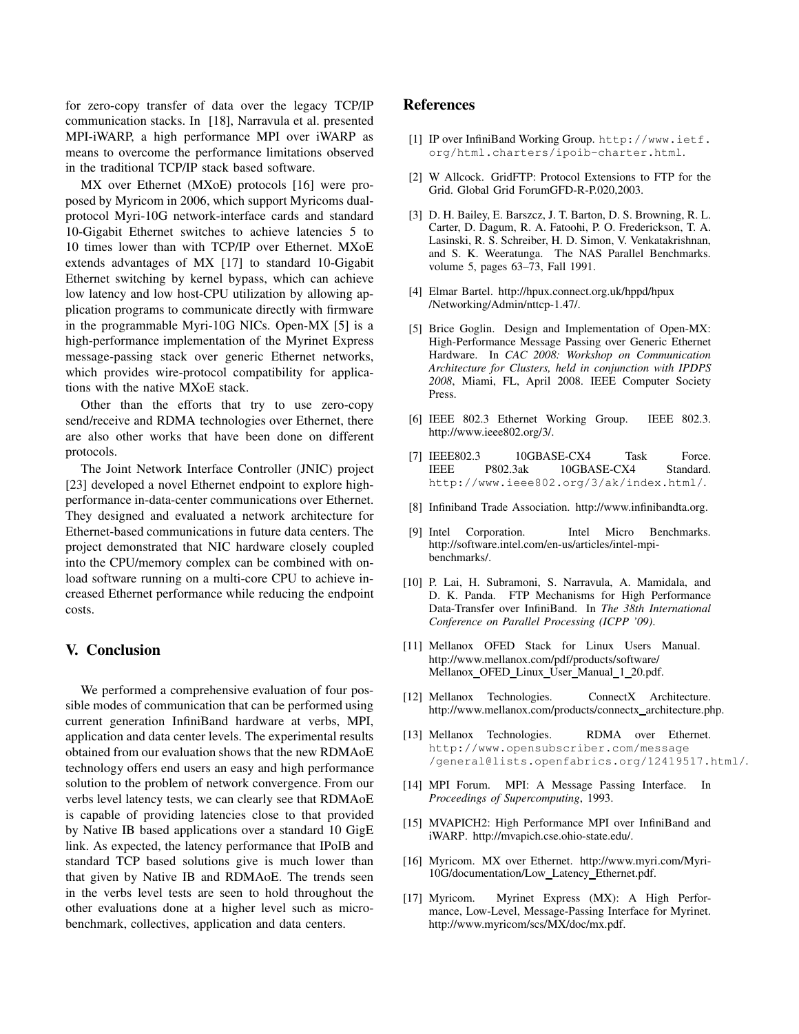for zero-copy transfer of data over the legacy TCP/IP communication stacks. In [18], Narravula et al. presented MPI-iWARP, a high performance MPI over iWARP as means to overcome the performance limitations observed in the traditional TCP/IP stack based software.

MX over Ethernet (MXoE) protocols [16] were proposed by Myricom in 2006, which support Myricoms dual-protocol Myri-10G network-interface cards and standard 10-Gigabit Ethernet switches to achieve latencies 5 to 10 times lower than with TCP/IP over Ethernet. MXoE extends advantages of MX [17] to standard 10-Gigabit Ethernet switching by kernel bypass, which can achieve low latency and low host-CPU utilization by allowing application programs to communicate directly with firmware in the programmable Myri-10G NICs. Open-MX [5] is a high-performance implementation of the Myrinet Express message-passing stack over generic Ethernet networks, which provides wire-protocol compatibility for applications with the native MXoE stack.

Other than the efforts that try to use zero-copy send/receive and RDMA technologies over Ethernet, there are also other works that have been done on different protocols.

The Joint Network Interface Controller (JNIC) project [23] developed a novel Ethernet endpoint to explore high-performance in-data-center communications over Ethernet. They designed and evaluated a network architecture for Ethernet-based communications in future data centers. The project demonstrated that NIC hardware closely coupled into the CPU/memory complex can be combined with onload software running on a multi-core CPU to achieve increased Ethernet performance while reducing the endpoint costs.

## V. Conclusion

We performed a comprehensive evaluation of four possible modes of communication that can be performed using current generation InfiniBand hardware at verbs, MPI, application and data center levels. The experimental results obtained from our evaluation shows that the new RDMAoE technology offers end users an easy and high performance solution to the problem of network convergence. From our verbs level latency tests, we can clearly see that RDMAoE is capable of providing latencies close to that provided by Native IB based applications over a standard 10 GigE link. As expected, the latency performance that IPoIB and standard TCP based solutions give is much lower than that given by Native IB and RDMAoE. The trends seen in the verbs level tests are seen to hold throughout the other evaluations done at a higher level such as micro-benchmark, collectives, application and data centers.

## References

[1] IP over InfiniBand Working Group. http://www.ietf.org/html.charters/ipoib-charter.html.

[2] W Allcock. GridFTP: Protocol Extensions to FTP for the Grid. Global Grid ForumGFD-R-P.020,2003.

[3] D. H. Bailey, E. Barszcz, J. T. Barton, D. S. Browning, R. L. Carter, D. Dagum, R. A. Fatoohi, P. O. Frederickson, T. A. Lasinski, R. S. Schreiber, H. D. Simon, V. Venkatakrishnan, and S. K. Weeratunga. The NAS Parallel Benchmarks. volume 5, pages 63–73, Fall 1991.

[4] Elmar Bartel. http://hpux.connect.org.uk/hppd/hpux/Networking/Admin/nttcp-1.47/.

[5] Brice Goglin. Design and Implementation of Open-MX: High-Performance Message Passing over Generic Ethernet Hardware. In *CAC 2008: Workshop on Communication Architecture for Clusters, held in conjunction with IPDPS 2008*, Miami, FL, April 2008. IEEE Computer Society Press.

[6] IEEE 802.3 Ethernet Working Group. IEEE 802.3. http://www.ieee802.org/3/.

[7] IEEE802.3 10GBASE-CX4 Task Force. IEEE P802.3ak 10GBASE-CX4 Standard. http://www.ieee802.org/3/ak/index.html/.

[8] Infiniband Trade Association. http://www.infinibandta.org.

[9] Intel Corporation. Intel Micro Benchmarks. http://software.intel.com/en-us/articles/intel-mpi-benchmarks/.

[10] P. Lai, H. Subramoni, S. Narravula, A. Mamidala, and D. K. Panda. FTP Mechanisms for High Performance Data-Transfer over InfiniBand. In *The 38th International Conference on Parallel Processing (ICPP '09)*.

[11] Mellanox OFED Stack for Linux Users Manual. http://www.mellanox.com/pdf/products/software/Mellanox_OFED_Linux_User_Manual_1_20.pdf.

[12] Mellanox Technologies. ConnectX Architecture. http://www.mellanox.com/products/connectx_architecture.php.

[13] Mellanox Technologies. RDMA over Ethernet. http://www.opensubscriber.com/message/general@lists.openfabrics.org/12419517.html/.

[14] MPI Forum. MPI: A Message Passing Interface. In *Proceedings of Supercomputing*, 1993.

[15] MVAPICH2: High Performance MPI over InfiniBand and iWARP. http://mvapich.cse.ohio-state.edu/.

[16] Myricom. MX over Ethernet. http://www.myri.com/Myri-10G/documentation/Low_Latency_Ethernet.pdf.

[17] Myricom. Myrinet Express (MX): A High Performance, Low-Level, Message-Passing Interface for Myrinet. http://www.myricom/scs/MX/doc/mx.pdf.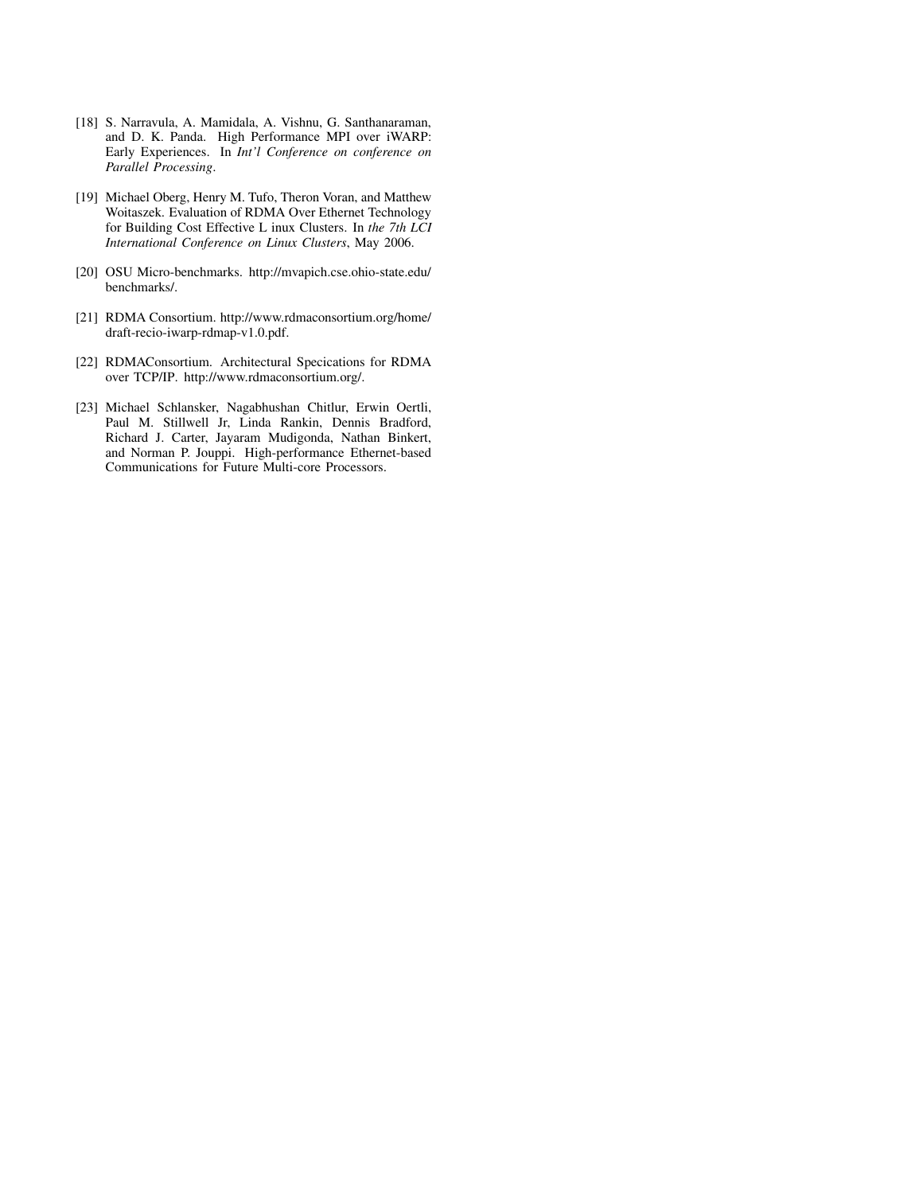[18] S. Narravula, A. Mamidala, A. Vishnu, G. Santhanaraman, and D. K. Panda. High Performance MPI over iWARP: Early Experiences. In *Int'l Conference on conference on Parallel Processing*.

[19] Michael Oberg, Henry M. Tufo, Theron Voran, and Matthew Woitaszek. Evaluation of RDMA Over Ethernet Technology for Building Cost Effective L inux Clusters. In *the 7th LCI International Conference on Linux Clusters*, May 2006.

[20] OSU Micro-benchmarks. http://mvapich.cse.ohio-state.edu/benchmarks/.

[21] RDMA Consortium. http://www.rdmaconsortium.org/home/draft-recio-iwarp-rdmap-v1.0.pdf.

[22] RDMAConsortium. Architectural Specications for RDMA over TCP/IP. http://www.rdmaconsortium.org/.

[23] Michael Schlansker, Nagabhushan Chitlur, Erwin Oertli, Paul M. Stillwell Jr, Linda Rankin, Dennis Bradford, Richard J. Carter, Jayaram Mudigonda, Nathan Binkert, and Norman P. Jouppi. High-performance Ethernet-based Communications for Future Multi-core Processors.